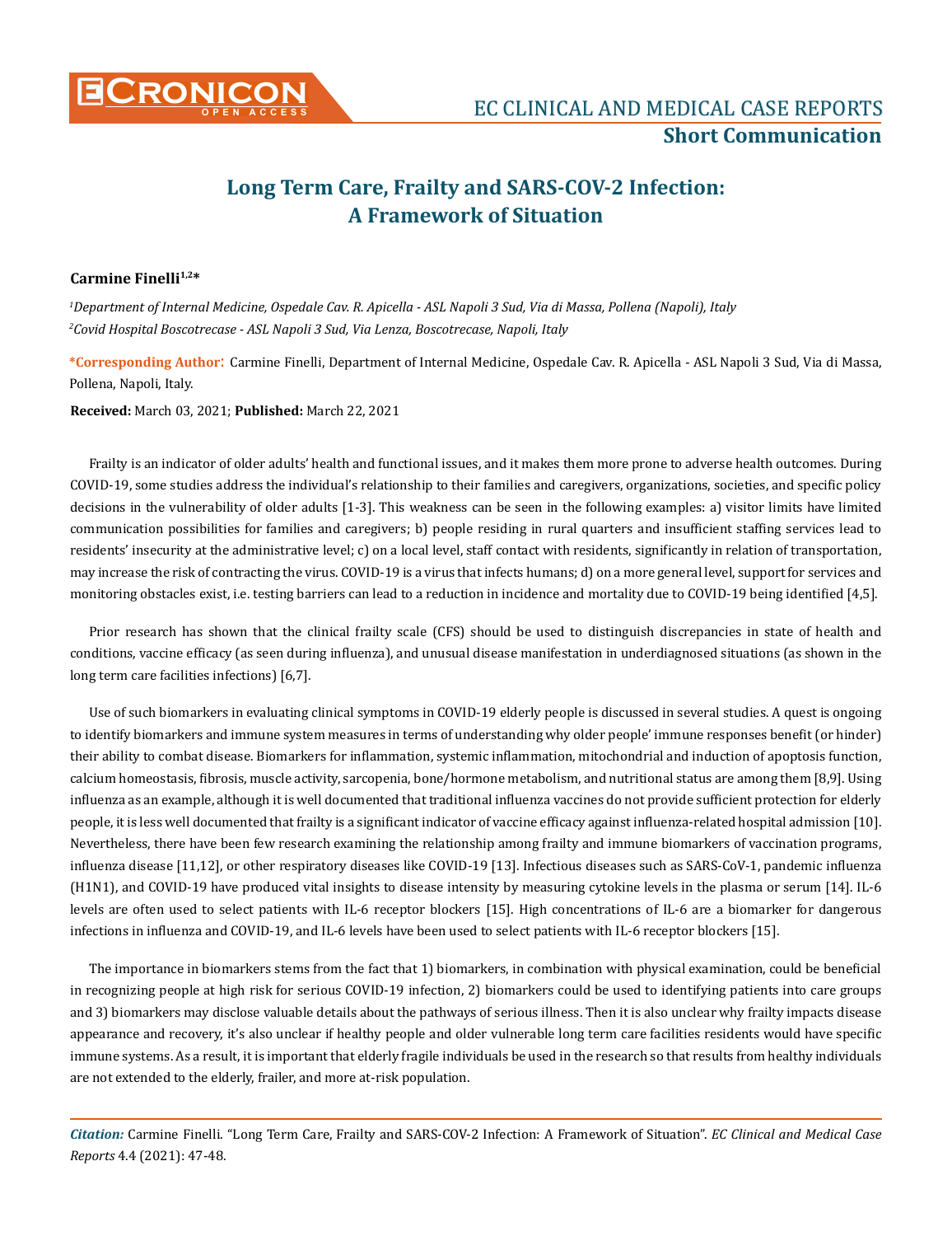# Long Term Care, Frailty and SARS-COV-2 Infection: A Framework of Situation

**Carmine Finelli**[1,2]*

*[1]Department of Internal Medicine, Ospedale Cav. R. Apicella - ASL Napoli 3 Sud, Via di Massa, Pollena (Napoli), Italy*

*[2]Covid Hospital Boscotrecase - ASL Napoli 3 Sud, Via Lenza, Boscotrecase, Napoli, Italy*

**\*Corresponding Author:** Carmine Finelli, Department of Internal Medicine, Ospedale Cav. R. Apicella - ASL Napoli 3 Sud, Via di Massa, Pollena, Napoli, Italy.

**Received:** March 03, 2021; **Published:** March 22, 2021

Frailty is an indicator of older adults' health and functional issues, and it makes them more prone to adverse health outcomes. During COVID-19, some studies address the individual's relationship to their families and caregivers, organizations, societies, and specific policy decisions in the vulnerability of older adults [1-3]. This weakness can be seen in the following examples: a) visitor limits have limited communication possibilities for families and caregivers; b) people residing in rural quarters and insufficient staffing services lead to residents' insecurity at the administrative level; c) on a local level, staff contact with residents, significantly in relation of transportation, may increase the risk of contracting the virus. COVID-19 is a virus that infects humans; d) on a more general level, support for services and monitoring obstacles exist, i.e. testing barriers can lead to a reduction in incidence and mortality due to COVID-19 being identified [4,5].

Prior research has shown that the clinical frailty scale (CFS) should be used to distinguish discrepancies in state of health and conditions, vaccine efficacy (as seen during influenza), and unusual disease manifestation in underdiagnosed situations (as shown in the long term care facilities infections) [6,7].

Use of such biomarkers in evaluating clinical symptoms in COVID-19 elderly people is discussed in several studies. A quest is ongoing to identify biomarkers and immune system measures in terms of understanding why older people' immune responses benefit (or hinder) their ability to combat disease. Biomarkers for inflammation, systemic inflammation, mitochondrial and induction of apoptosis function, calcium homeostasis, fibrosis, muscle activity, sarcopenia, bone/hormone metabolism, and nutritional status are among them [8,9]. Using influenza as an example, although it is well documented that traditional influenza vaccines do not provide sufficient protection for elderly people, it is less well documented that frailty is a significant indicator of vaccine efficacy against influenza-related hospital admission [10]. Nevertheless, there have been few research examining the relationship among frailty and immune biomarkers of vaccination programs, influenza disease [11,12], or other respiratory diseases like COVID-19 [13]. Infectious diseases such as SARS-CoV-1, pandemic influenza (H1N1), and COVID-19 have produced vital insights to disease intensity by measuring cytokine levels in the plasma or serum [14]. IL-6 levels are often used to select patients with IL-6 receptor blockers [15]. High concentrations of IL-6 are a biomarker for dangerous infections in influenza and COVID-19, and IL-6 levels have been used to select patients with IL-6 receptor blockers [15].

The importance in biomarkers stems from the fact that 1) biomarkers, in combination with physical examination, could be beneficial in recognizing people at high risk for serious COVID-19 infection, 2) biomarkers could be used to identifying patients into care groups and 3) biomarkers may disclose valuable details about the pathways of serious illness. Then it is also unclear why frailty impacts disease appearance and recovery, it's also unclear if healthy people and older vulnerable long term care facilities residents would have specific immune systems. As a result, it is important that elderly fragile individuals be used in the research so that results from healthy individuals are not extended to the elderly, frailer, and more at-risk population.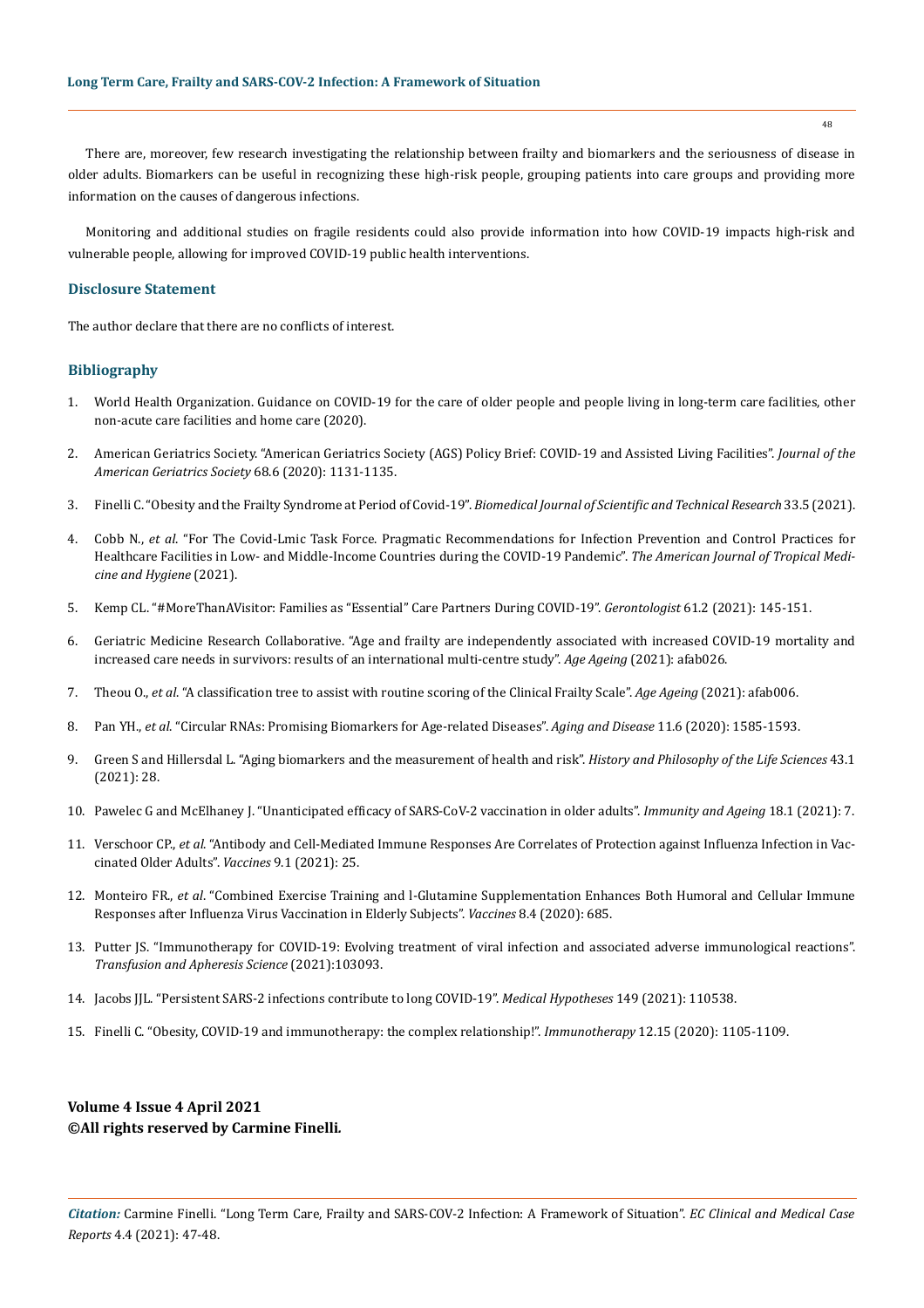There are, moreover, few research investigating the relationship between frailty and biomarkers and the seriousness of disease in older adults. Biomarkers can be useful in recognizing these high-risk people, grouping patients into care groups and providing more information on the causes of dangerous infections.

Monitoring and additional studies on fragile residents could also provide information into how COVID-19 impacts high-risk and vulnerable people, allowing for improved COVID-19 public health interventions.

## Disclosure Statement

The author declare that there are no conflicts of interest.

## Bibliography

1. World Health Organization. Guidance on COVID-19 for the care of older people and people living in long-term care facilities, other non-acute care facilities and home care (2020).
2. American Geriatrics Society. "American Geriatrics Society (AGS) Policy Brief: COVID-19 and Assisted Living Facilities". *Journal of the American Geriatrics Society* 68.6 (2020): 1131-1135.
3. Finelli C. "Obesity and the Frailty Syndrome at Period of Covid-19". *Biomedical Journal of Scientific and Technical Research* 33.5 (2021).
4. Cobb N., *et al*. "For The Covid-Lmic Task Force. Pragmatic Recommendations for Infection Prevention and Control Practices for Healthcare Facilities in Low- and Middle-Income Countries during the COVID-19 Pandemic". *The American Journal of Tropical Medicine and Hygiene* (2021).
5. Kemp CL. "#MoreThanAVisitor: Families as "Essential" Care Partners During COVID-19". *Gerontologist* 61.2 (2021): 145-151.
6. Geriatric Medicine Research Collaborative. "Age and frailty are independently associated with increased COVID-19 mortality and increased care needs in survivors: results of an international multi-centre study". *Age Ageing* (2021): afab026.
7. Theou O., *et al*. "A classification tree to assist with routine scoring of the Clinical Frailty Scale". *Age Ageing* (2021): afab006.
8. Pan YH., *et al*. "Circular RNAs: Promising Biomarkers for Age-related Diseases". *Aging and Disease* 11.6 (2020): 1585-1593.
9. Green S and Hillersdal L. "Aging biomarkers and the measurement of health and risk". *History and Philosophy of the Life Sciences* 43.1 (2021): 28.
10. Pawelec G and McElhaney J. "Unanticipated efficacy of SARS-CoV-2 vaccination in older adults". *Immunity and Ageing* 18.1 (2021): 7.
11. Verschoor CP., *et al*. "Antibody and Cell-Mediated Immune Responses Are Correlates of Protection against Influenza Infection in Vaccinated Older Adults". *Vaccines* 9.1 (2021): 25.
12. Monteiro FR., *et al*. "Combined Exercise Training and l-Glutamine Supplementation Enhances Both Humoral and Cellular Immune Responses after Influenza Virus Vaccination in Elderly Subjects". *Vaccines* 8.4 (2020): 685.
13. Putter JS. "Immunotherapy for COVID-19: Evolving treatment of viral infection and associated adverse immunological reactions". *Transfusion and Apheresis Science* (2021):103093.
14. Jacobs JJL. "Persistent SARS-2 infections contribute to long COVID-19". *Medical Hypotheses* 149 (2021): 110538.
15. Finelli C. "Obesity, COVID-19 and immunotherapy: the complex relationship!". *Immunotherapy* 12.15 (2020): 1105-1109.

**Volume 4 Issue 4 April 2021**
**©All rights reserved by Carmine Finelli.**